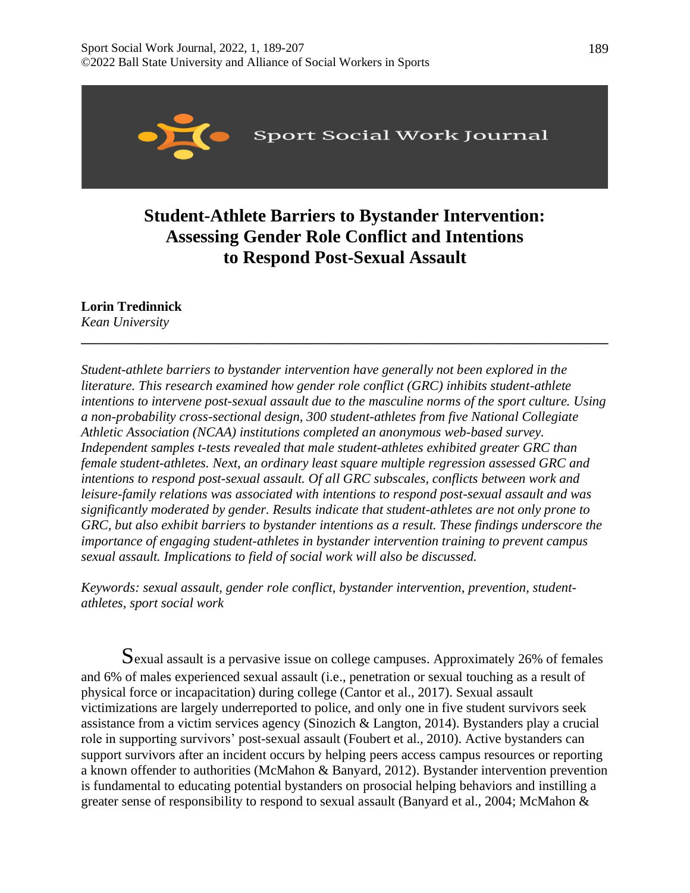# Student-Athlete Barriers to Bystander Intervention: Assessing Gender Role Conflict and Intentions to Respond Post-Sexual Assault

**Lorin Tredinnick**
*Kean University*

---

*Student-athlete barriers to bystander intervention have generally not been explored in the literature. This research examined how gender role conflict (GRC) inhibits student-athlete intentions to intervene post-sexual assault due to the masculine norms of the sport culture. Using a non-probability cross-sectional design, 300 student-athletes from five National Collegiate Athletic Association (NCAA) institutions completed an anonymous web-based survey. Independent samples t-tests revealed that male student-athletes exhibited greater GRC than female student-athletes. Next, an ordinary least square multiple regression assessed GRC and intentions to respond post-sexual assault. Of all GRC subscales, conflicts between work and leisure-family relations was associated with intentions to respond post-sexual assault and was significantly moderated by gender. Results indicate that student-athletes are not only prone to GRC, but also exhibit barriers to bystander intentions as a result. These findings underscore the importance of engaging student-athletes in bystander intervention training to prevent campus sexual assault. Implications to field of social work will also be discussed.*

*Keywords: sexual assault, gender role conflict, bystander intervention, prevention, student-athletes, sport social work*

Sexual assault is a pervasive issue on college campuses. Approximately 26% of females and 6% of males experienced sexual assault (i.e., penetration or sexual touching as a result of physical force or incapacitation) during college (Cantor et al., 2017). Sexual assault victimizations are largely underreported to police, and only one in five student survivors seek assistance from a victim services agency (Sinozich & Langton, 2014). Bystanders play a crucial role in supporting survivors' post-sexual assault (Foubert et al., 2010). Active bystanders can support survivors after an incident occurs by helping peers access campus resources or reporting a known offender to authorities (McMahon & Banyard, 2012). Bystander intervention prevention is fundamental to educating potential bystanders on prosocial helping behaviors and instilling a greater sense of responsibility to respond to sexual assault (Banyard et al., 2004; McMahon &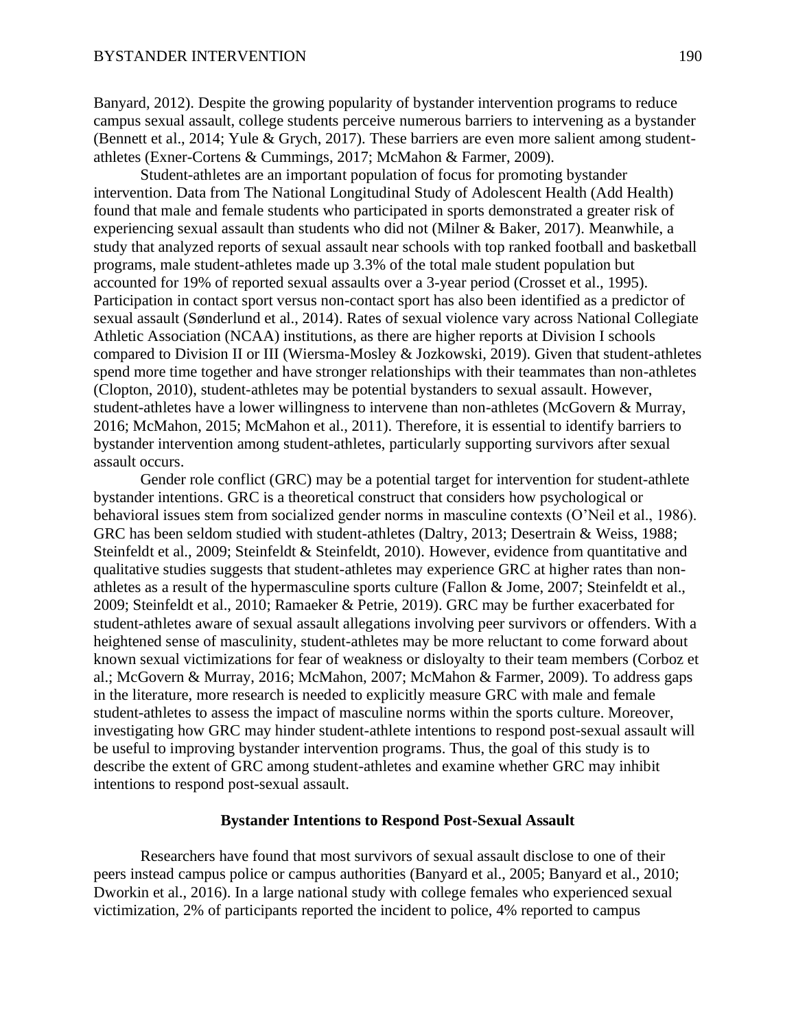Banyard, 2012). Despite the growing popularity of bystander intervention programs to reduce campus sexual assault, college students perceive numerous barriers to intervening as a bystander (Bennett et al., 2014; Yule & Grych, 2017). These barriers are even more salient among student-athletes (Exner-Cortens & Cummings, 2017; McMahon & Farmer, 2009).

Student-athletes are an important population of focus for promoting bystander intervention. Data from The National Longitudinal Study of Adolescent Health (Add Health) found that male and female students who participated in sports demonstrated a greater risk of experiencing sexual assault than students who did not (Milner & Baker, 2017). Meanwhile, a study that analyzed reports of sexual assault near schools with top ranked football and basketball programs, male student-athletes made up 3.3% of the total male student population but accounted for 19% of reported sexual assaults over a 3-year period (Crosset et al., 1995). Participation in contact sport versus non-contact sport has also been identified as a predictor of sexual assault (Sønderlund et al., 2014). Rates of sexual violence vary across National Collegiate Athletic Association (NCAA) institutions, as there are higher reports at Division I schools compared to Division II or III (Wiersma-Mosley & Jozkowski, 2019). Given that student-athletes spend more time together and have stronger relationships with their teammates than non-athletes (Clopton, 2010), student-athletes may be potential bystanders to sexual assault. However, student-athletes have a lower willingness to intervene than non-athletes (McGovern & Murray, 2016; McMahon, 2015; McMahon et al., 2011). Therefore, it is essential to identify barriers to bystander intervention among student-athletes, particularly supporting survivors after sexual assault occurs.

Gender role conflict (GRC) may be a potential target for intervention for student-athlete bystander intentions. GRC is a theoretical construct that considers how psychological or behavioral issues stem from socialized gender norms in masculine contexts (O'Neil et al., 1986). GRC has been seldom studied with student-athletes (Daltry, 2013; Desertrain & Weiss, 1988; Steinfeldt et al., 2009; Steinfeldt & Steinfeldt, 2010). However, evidence from quantitative and qualitative studies suggests that student-athletes may experience GRC at higher rates than non-athletes as a result of the hypermasculine sports culture (Fallon & Jome, 2007; Steinfeldt et al., 2009; Steinfeldt et al., 2010; Ramaeker & Petrie, 2019). GRC may be further exacerbated for student-athletes aware of sexual assault allegations involving peer survivors or offenders. With a heightened sense of masculinity, student-athletes may be more reluctant to come forward about known sexual victimizations for fear of weakness or disloyalty to their team members (Corboz et al.; McGovern & Murray, 2016; McMahon, 2007; McMahon & Farmer, 2009). To address gaps in the literature, more research is needed to explicitly measure GRC with male and female student-athletes to assess the impact of masculine norms within the sports culture. Moreover, investigating how GRC may hinder student-athlete intentions to respond post-sexual assault will be useful to improving bystander intervention programs. Thus, the goal of this study is to describe the extent of GRC among student-athletes and examine whether GRC may inhibit intentions to respond post-sexual assault.

## Bystander Intentions to Respond Post-Sexual Assault

Researchers have found that most survivors of sexual assault disclose to one of their peers instead campus police or campus authorities (Banyard et al., 2005; Banyard et al., 2010; Dworkin et al., 2016). In a large national study with college females who experienced sexual victimization, 2% of participants reported the incident to police, 4% reported to campus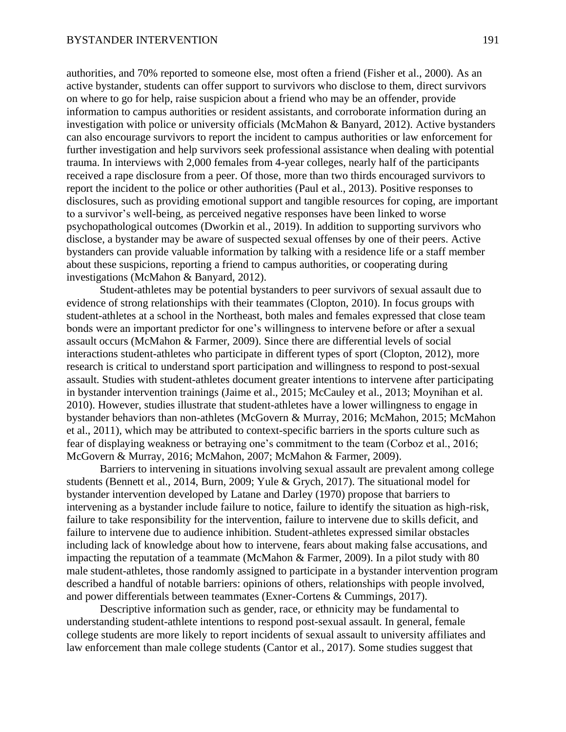authorities, and 70% reported to someone else, most often a friend (Fisher et al., 2000). As an active bystander, students can offer support to survivors who disclose to them, direct survivors on where to go for help, raise suspicion about a friend who may be an offender, provide information to campus authorities or resident assistants, and corroborate information during an investigation with police or university officials (McMahon & Banyard, 2012). Active bystanders can also encourage survivors to report the incident to campus authorities or law enforcement for further investigation and help survivors seek professional assistance when dealing with potential trauma. In interviews with 2,000 females from 4-year colleges, nearly half of the participants received a rape disclosure from a peer. Of those, more than two thirds encouraged survivors to report the incident to the police or other authorities (Paul et al., 2013). Positive responses to disclosures, such as providing emotional support and tangible resources for coping, are important to a survivor's well-being, as perceived negative responses have been linked to worse psychopathological outcomes (Dworkin et al., 2019). In addition to supporting survivors who disclose, a bystander may be aware of suspected sexual offenses by one of their peers. Active bystanders can provide valuable information by talking with a residence life or a staff member about these suspicions, reporting a friend to campus authorities, or cooperating during investigations (McMahon & Banyard, 2012).

Student-athletes may be potential bystanders to peer survivors of sexual assault due to evidence of strong relationships with their teammates (Clopton, 2010). In focus groups with student-athletes at a school in the Northeast, both males and females expressed that close team bonds were an important predictor for one's willingness to intervene before or after a sexual assault occurs (McMahon & Farmer, 2009). Since there are differential levels of social interactions student-athletes who participate in different types of sport (Clopton, 2012), more research is critical to understand sport participation and willingness to respond to post-sexual assault. Studies with student-athletes document greater intentions to intervene after participating in bystander intervention trainings (Jaime et al., 2015; McCauley et al., 2013; Moynihan et al. 2010). However, studies illustrate that student-athletes have a lower willingness to engage in bystander behaviors than non-athletes (McGovern & Murray, 2016; McMahon, 2015; McMahon et al., 2011), which may be attributed to context-specific barriers in the sports culture such as fear of displaying weakness or betraying one's commitment to the team (Corboz et al., 2016; McGovern & Murray, 2016; McMahon, 2007; McMahon & Farmer, 2009).

Barriers to intervening in situations involving sexual assault are prevalent among college students (Bennett et al., 2014, Burn, 2009; Yule & Grych, 2017). The situational model for bystander intervention developed by Latane and Darley (1970) propose that barriers to intervening as a bystander include failure to notice, failure to identify the situation as high-risk, failure to take responsibility for the intervention, failure to intervene due to skills deficit, and failure to intervene due to audience inhibition. Student-athletes expressed similar obstacles including lack of knowledge about how to intervene, fears about making false accusations, and impacting the reputation of a teammate (McMahon & Farmer, 2009). In a pilot study with 80 male student-athletes, those randomly assigned to participate in a bystander intervention program described a handful of notable barriers: opinions of others, relationships with people involved, and power differentials between teammates (Exner-Cortens & Cummings, 2017).

Descriptive information such as gender, race, or ethnicity may be fundamental to understanding student-athlete intentions to respond post-sexual assault. In general, female college students are more likely to report incidents of sexual assault to university affiliates and law enforcement than male college students (Cantor et al., 2017). Some studies suggest that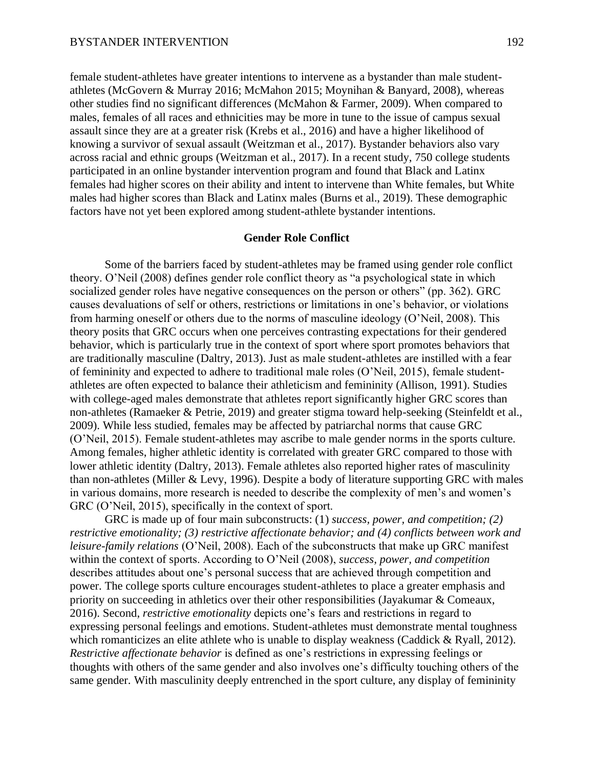female student-athletes have greater intentions to intervene as a bystander than male student-athletes (McGovern & Murray 2016; McMahon 2015; Moynihan & Banyard, 2008), whereas other studies find no significant differences (McMahon & Farmer, 2009). When compared to males, females of all races and ethnicities may be more in tune to the issue of campus sexual assault since they are at a greater risk (Krebs et al., 2016) and have a higher likelihood of knowing a survivor of sexual assault (Weitzman et al., 2017). Bystander behaviors also vary across racial and ethnic groups (Weitzman et al., 2017). In a recent study, 750 college students participated in an online bystander intervention program and found that Black and Latinx females had higher scores on their ability and intent to intervene than White females, but White males had higher scores than Black and Latinx males (Burns et al., 2019). These demographic factors have not yet been explored among student-athlete bystander intentions.

## Gender Role Conflict

Some of the barriers faced by student-athletes may be framed using gender role conflict theory. O'Neil (2008) defines gender role conflict theory as "a psychological state in which socialized gender roles have negative consequences on the person or others" (pp. 362). GRC causes devaluations of self or others, restrictions or limitations in one's behavior, or violations from harming oneself or others due to the norms of masculine ideology (O'Neil, 2008). This theory posits that GRC occurs when one perceives contrasting expectations for their gendered behavior, which is particularly true in the context of sport where sport promotes behaviors that are traditionally masculine (Daltry, 2013). Just as male student-athletes are instilled with a fear of femininity and expected to adhere to traditional male roles (O'Neil, 2015), female student-athletes are often expected to balance their athleticism and femininity (Allison, 1991). Studies with college-aged males demonstrate that athletes report significantly higher GRC scores than non-athletes (Ramaeker & Petrie, 2019) and greater stigma toward help-seeking (Steinfeldt et al., 2009). While less studied, females may be affected by patriarchal norms that cause GRC (O'Neil, 2015). Female student-athletes may ascribe to male gender norms in the sports culture. Among females, higher athletic identity is correlated with greater GRC compared to those with lower athletic identity (Daltry, 2013). Female athletes also reported higher rates of masculinity than non-athletes (Miller & Levy, 1996). Despite a body of literature supporting GRC with males in various domains, more research is needed to describe the complexity of men's and women's GRC (O'Neil, 2015), specifically in the context of sport.

GRC is made up of four main subconstructs: (1) *success, power, and competition; (2) restrictive emotionality; (3) restrictive affectionate behavior; and (4) conflicts between work and leisure-family relations* (O'Neil, 2008). Each of the subconstructs that make up GRC manifest within the context of sports. According to O'Neil (2008), *success, power, and competition* describes attitudes about one's personal success that are achieved through competition and power. The college sports culture encourages student-athletes to place a greater emphasis and priority on succeeding in athletics over their other responsibilities (Jayakumar & Comeaux, 2016). Second, *restrictive emotionality* depicts one's fears and restrictions in regard to expressing personal feelings and emotions. Student-athletes must demonstrate mental toughness which romanticizes an elite athlete who is unable to display weakness (Caddick & Ryall, 2012). *Restrictive affectionate behavior* is defined as one's restrictions in expressing feelings or thoughts with others of the same gender and also involves one's difficulty touching others of the same gender. With masculinity deeply entrenched in the sport culture, any display of femininity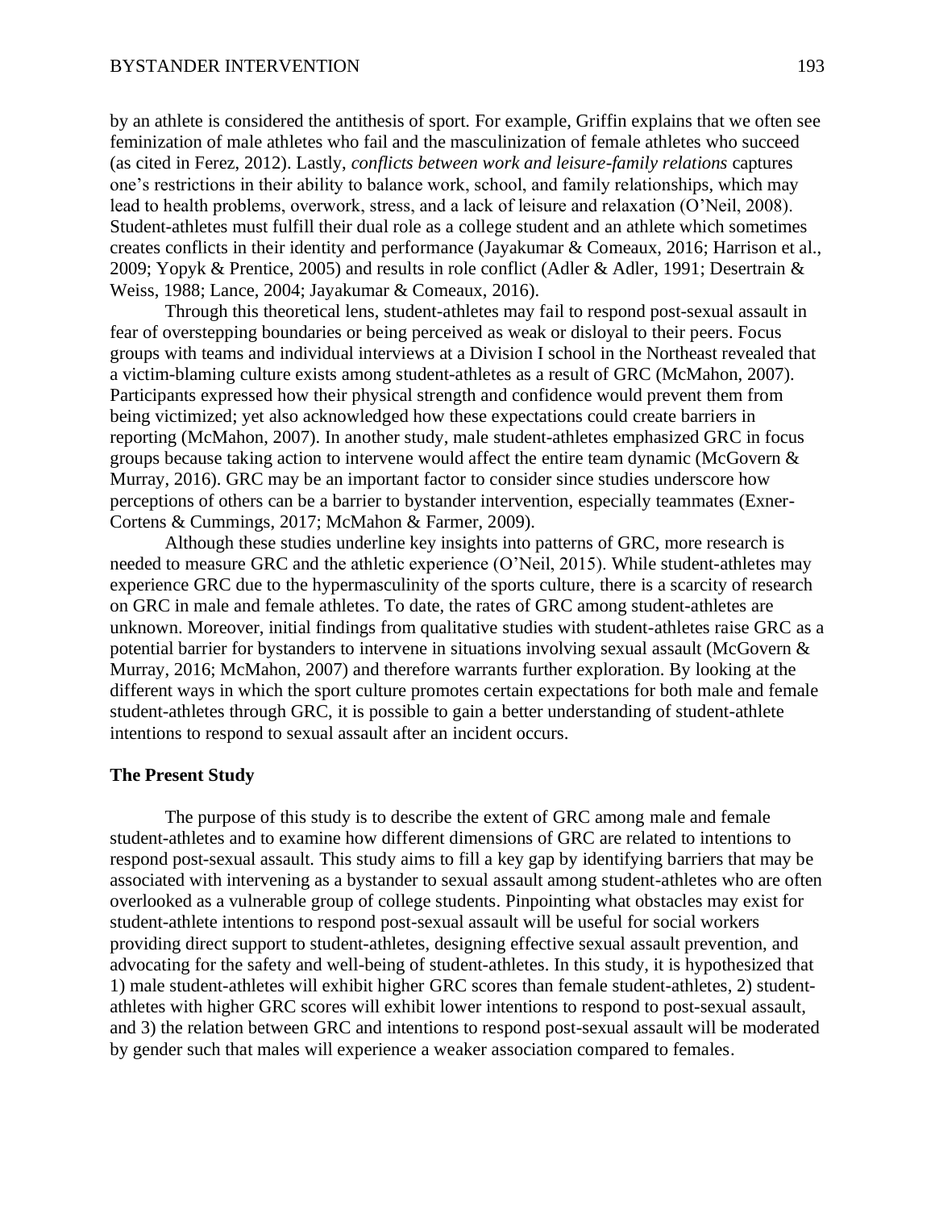by an athlete is considered the antithesis of sport. For example, Griffin explains that we often see feminization of male athletes who fail and the masculinization of female athletes who succeed (as cited in Ferez, 2012). Lastly, *conflicts between work and leisure-family relations* captures one's restrictions in their ability to balance work, school, and family relationships, which may lead to health problems, overwork, stress, and a lack of leisure and relaxation (O'Neil, 2008). Student-athletes must fulfill their dual role as a college student and an athlete which sometimes creates conflicts in their identity and performance (Jayakumar & Comeaux, 2016; Harrison et al., 2009; Yopyk & Prentice, 2005) and results in role conflict (Adler & Adler, 1991; Desertrain & Weiss, 1988; Lance, 2004; Jayakumar & Comeaux, 2016).

Through this theoretical lens, student-athletes may fail to respond post-sexual assault in fear of overstepping boundaries or being perceived as weak or disloyal to their peers. Focus groups with teams and individual interviews at a Division I school in the Northeast revealed that a victim-blaming culture exists among student-athletes as a result of GRC (McMahon, 2007). Participants expressed how their physical strength and confidence would prevent them from being victimized; yet also acknowledged how these expectations could create barriers in reporting (McMahon, 2007). In another study, male student-athletes emphasized GRC in focus groups because taking action to intervene would affect the entire team dynamic (McGovern & Murray, 2016). GRC may be an important factor to consider since studies underscore how perceptions of others can be a barrier to bystander intervention, especially teammates (Exner-Cortens & Cummings, 2017; McMahon & Farmer, 2009).

Although these studies underline key insights into patterns of GRC, more research is needed to measure GRC and the athletic experience (O'Neil, 2015). While student-athletes may experience GRC due to the hypermasculinity of the sports culture, there is a scarcity of research on GRC in male and female athletes. To date, the rates of GRC among student-athletes are unknown. Moreover, initial findings from qualitative studies with student-athletes raise GRC as a potential barrier for bystanders to intervene in situations involving sexual assault (McGovern & Murray, 2016; McMahon, 2007) and therefore warrants further exploration. By looking at the different ways in which the sport culture promotes certain expectations for both male and female student-athletes through GRC, it is possible to gain a better understanding of student-athlete intentions to respond to sexual assault after an incident occurs.

### The Present Study

The purpose of this study is to describe the extent of GRC among male and female student-athletes and to examine how different dimensions of GRC are related to intentions to respond post-sexual assault. This study aims to fill a key gap by identifying barriers that may be associated with intervening as a bystander to sexual assault among student-athletes who are often overlooked as a vulnerable group of college students. Pinpointing what obstacles may exist for student-athlete intentions to respond post-sexual assault will be useful for social workers providing direct support to student-athletes, designing effective sexual assault prevention, and advocating for the safety and well-being of student-athletes. In this study, it is hypothesized that 1) male student-athletes will exhibit higher GRC scores than female student-athletes, 2) student-athletes with higher GRC scores will exhibit lower intentions to respond to post-sexual assault, and 3) the relation between GRC and intentions to respond post-sexual assault will be moderated by gender such that males will experience a weaker association compared to females.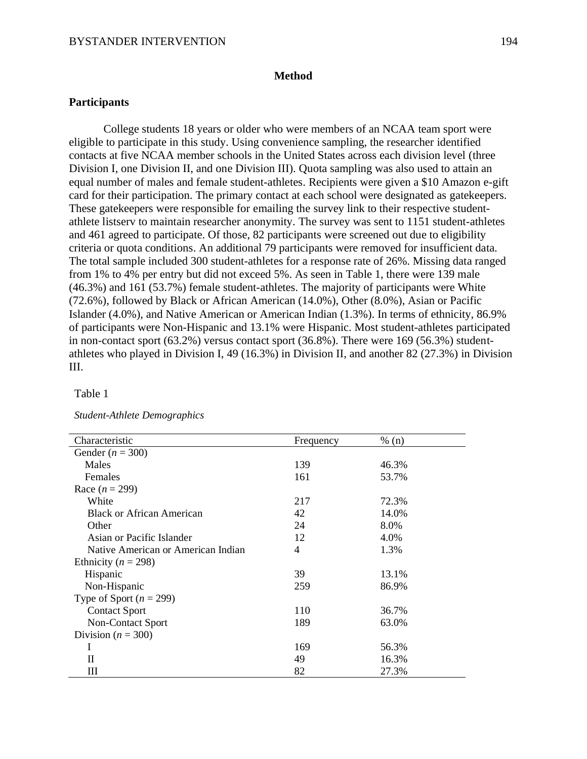## Method

### Participants

College students 18 years or older who were members of an NCAA team sport were eligible to participate in this study. Using convenience sampling, the researcher identified contacts at five NCAA member schools in the United States across each division level (three Division I, one Division II, and one Division III). Quota sampling was also used to attain an equal number of males and female student-athletes. Recipients were given a $10 Amazon e-gift card for their participation. The primary contact at each school were designated as gatekeepers. These gatekeepers were responsible for emailing the survey link to their respective student-athlete listserv to maintain researcher anonymity. The survey was sent to 1151 student-athletes and 461 agreed to participate. Of those, 82 participants were screened out due to eligibility criteria or quota conditions. An additional 79 participants were removed for insufficient data. The total sample included 300 student-athletes for a response rate of 26%. Missing data ranged from 1% to 4% per entry but did not exceed 5%. As seen in Table 1, there were 139 male (46.3%) and 161 (53.7%) female student-athletes. The majority of participants were White (72.6%), followed by Black or African American (14.0%), Other (8.0%), Asian or Pacific Islander (4.0%), and Native American or American Indian (1.3%). In terms of ethnicity, 86.9% of participants were Non-Hispanic and 13.1% were Hispanic. Most student-athletes participated in non-contact sport (63.2%) versus contact sport (36.8%). There were 169 (56.3%) student-athletes who played in Division I, 49 (16.3%) in Division II, and another 82 (27.3%) in Division III.

Table 1

*Student-Athlete Demographics*

| Characteristic | Frequency | % (n) |
|---|---|---|
| Gender (*n* = 300) | | |
| Males | 139 | 46.3% |
| Females | 161 | 53.7% |
| Race (*n* = 299) | | |
| White | 217 | 72.3% |
| Black or African American | 42 | 14.0% |
| Other | 24 | 8.0% |
| Asian or Pacific Islander | 12 | 4.0% |
| Native American or American Indian | 4 | 1.3% |
| Ethnicity (*n* = 298) | | |
| Hispanic | 39 | 13.1% |
| Non-Hispanic | 259 | 86.9% |
| Type of Sport (*n* = 299) | | |
| Contact Sport | 110 | 36.7% |
| Non-Contact Sport | 189 | 63.0% |
| Division (*n* = 300) | | |
| I | 169 | 56.3% |
| II | 49 | 16.3% |
| III | 82 | 27.3% |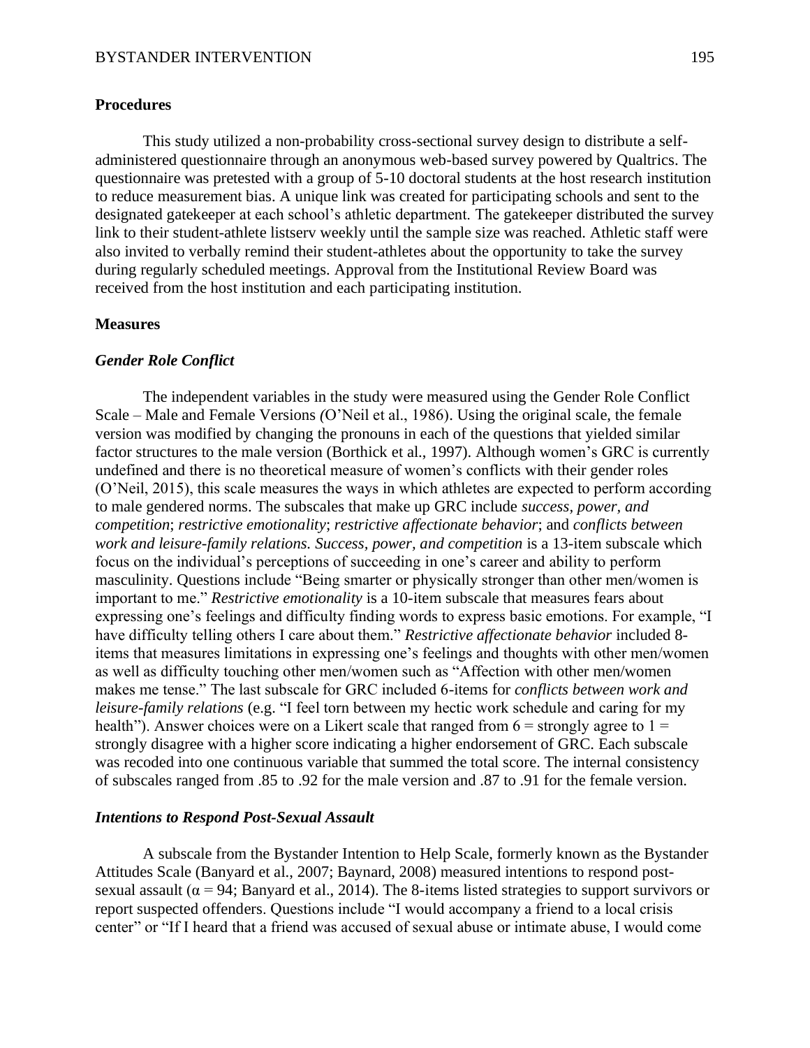## Procedures

This study utilized a non-probability cross-sectional survey design to distribute a self-administered questionnaire through an anonymous web-based survey powered by Qualtrics. The questionnaire was pretested with a group of 5-10 doctoral students at the host research institution to reduce measurement bias. A unique link was created for participating schools and sent to the designated gatekeeper at each school's athletic department. The gatekeeper distributed the survey link to their student-athlete listserv weekly until the sample size was reached. Athletic staff were also invited to verbally remind their student-athletes about the opportunity to take the survey during regularly scheduled meetings. Approval from the Institutional Review Board was received from the host institution and each participating institution.

## Measures

### *Gender Role Conflict*

The independent variables in the study were measured using the Gender Role Conflict Scale – Male and Female Versions *(*O'Neil et al., 1986). Using the original scale, the female version was modified by changing the pronouns in each of the questions that yielded similar factor structures to the male version (Borthick et al., 1997). Although women's GRC is currently undefined and there is no theoretical measure of women's conflicts with their gender roles (O'Neil, 2015), this scale measures the ways in which athletes are expected to perform according to male gendered norms. The subscales that make up GRC include *success, power, and competition*; *restrictive emotionality*; *restrictive affectionate behavior*; and *conflicts between work and leisure-family relations. Success, power, and competition* is a 13-item subscale which focus on the individual's perceptions of succeeding in one's career and ability to perform masculinity. Questions include "Being smarter or physically stronger than other men/women is important to me." *Restrictive emotionality* is a 10-item subscale that measures fears about expressing one's feelings and difficulty finding words to express basic emotions. For example, "I have difficulty telling others I care about them." *Restrictive affectionate behavior* included 8-items that measures limitations in expressing one's feelings and thoughts with other men/women as well as difficulty touching other men/women such as "Affection with other men/women makes me tense." The last subscale for GRC included 6-items for *conflicts between work and leisure-family relations* (e.g. "I feel torn between my hectic work schedule and caring for my health"). Answer choices were on a Likert scale that ranged from 6 = strongly agree to 1 = strongly disagree with a higher score indicating a higher endorsement of GRC. Each subscale was recoded into one continuous variable that summed the total score. The internal consistency of subscales ranged from .85 to .92 for the male version and .87 to .91 for the female version.

### *Intentions to Respond Post-Sexual Assault*

A subscale from the Bystander Intention to Help Scale, formerly known as the Bystander Attitudes Scale (Banyard et al., 2007; Baynard, 2008) measured intentions to respond post-sexual assault ($\alpha$ = 94; Banyard et al., 2014). The 8-items listed strategies to support survivors or report suspected offenders. Questions include "I would accompany a friend to a local crisis center" or "If I heard that a friend was accused of sexual abuse or intimate abuse, I would come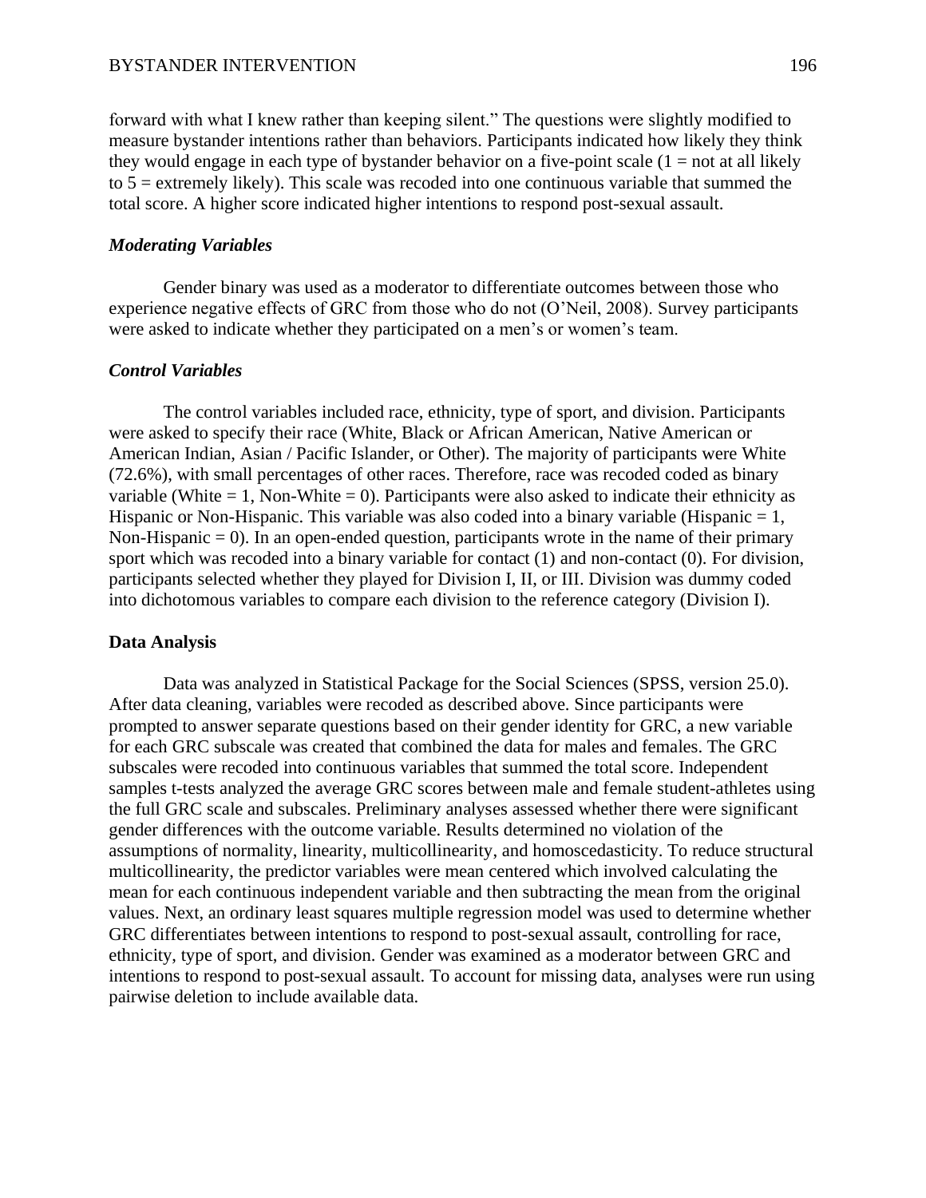forward with what I knew rather than keeping silent." The questions were slightly modified to measure bystander intentions rather than behaviors. Participants indicated how likely they think they would engage in each type of bystander behavior on a five-point scale (1 = not at all likely to 5 = extremely likely). This scale was recoded into one continuous variable that summed the total score. A higher score indicated higher intentions to respond post-sexual assault.

### *Moderating Variables*

Gender binary was used as a moderator to differentiate outcomes between those who experience negative effects of GRC from those who do not (O'Neil, 2008). Survey participants were asked to indicate whether they participated on a men's or women's team.

### *Control Variables*

The control variables included race, ethnicity, type of sport, and division. Participants were asked to specify their race (White, Black or African American, Native American or American Indian, Asian / Pacific Islander, or Other). The majority of participants were White (72.6%), with small percentages of other races. Therefore, race was recoded coded as binary variable (White = 1, Non-White = 0). Participants were also asked to indicate their ethnicity as Hispanic or Non-Hispanic. This variable was also coded into a binary variable (Hispanic = 1, Non-Hispanic = 0). In an open-ended question, participants wrote in the name of their primary sport which was recoded into a binary variable for contact (1) and non-contact (0). For division, participants selected whether they played for Division I, II, or III. Division was dummy coded into dichotomous variables to compare each division to the reference category (Division I).

## Data Analysis

Data was analyzed in Statistical Package for the Social Sciences (SPSS, version 25.0). After data cleaning, variables were recoded as described above. Since participants were prompted to answer separate questions based on their gender identity for GRC, a new variable for each GRC subscale was created that combined the data for males and females. The GRC subscales were recoded into continuous variables that summed the total score. Independent samples t-tests analyzed the average GRC scores between male and female student-athletes using the full GRC scale and subscales. Preliminary analyses assessed whether there were significant gender differences with the outcome variable. Results determined no violation of the assumptions of normality, linearity, multicollinearity, and homoscedasticity. To reduce structural multicollinearity, the predictor variables were mean centered which involved calculating the mean for each continuous independent variable and then subtracting the mean from the original values. Next, an ordinary least squares multiple regression model was used to determine whether GRC differentiates between intentions to respond to post-sexual assault, controlling for race, ethnicity, type of sport, and division. Gender was examined as a moderator between GRC and intentions to respond to post-sexual assault. To account for missing data, analyses were run using pairwise deletion to include available data.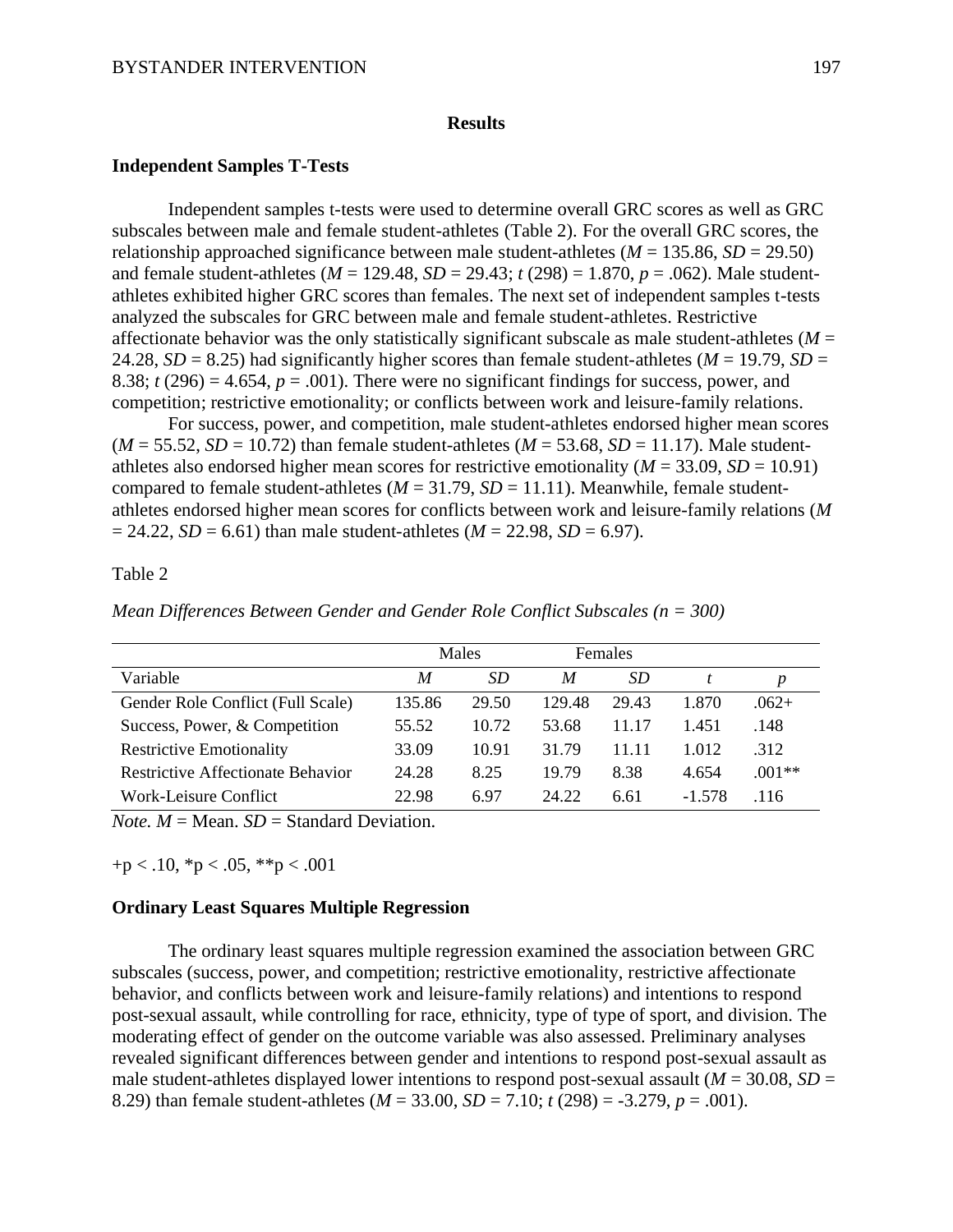## Results

### Independent Samples T-Tests

Independent samples t-tests were used to determine overall GRC scores as well as GRC subscales between male and female student-athletes (Table 2). For the overall GRC scores, the relationship approached significance between male student-athletes (*M* = 135.86, *SD* = 29.50) and female student-athletes (*M* = 129.48, *SD* = 29.43; *t* (298) = 1.870, *p* = .062). Male student-athletes exhibited higher GRC scores than females. The next set of independent samples t-tests analyzed the subscales for GRC between male and female student-athletes. Restrictive affectionate behavior was the only statistically significant subscale as male student-athletes (*M* = 24.28, *SD* = 8.25) had significantly higher scores than female student-athletes (*M* = 19.79, *SD* = 8.38; *t* (296) = 4.654, *p* = .001). There were no significant findings for success, power, and competition; restrictive emotionality; or conflicts between work and leisure-family relations.

For success, power, and competition, male student-athletes endorsed higher mean scores (*M* = 55.52, *SD* = 10.72) than female student-athletes (*M* = 53.68, *SD* = 11.17). Male student-athletes also endorsed higher mean scores for restrictive emotionality (*M* = 33.09, *SD* = 10.91) compared to female student-athletes (*M* = 31.79, *SD* = 11.11). Meanwhile, female student-athletes endorsed higher mean scores for conflicts between work and leisure-family relations (*M* = 24.22, *SD* = 6.61) than male student-athletes (*M* = 22.98, *SD* = 6.97).

Table 2

*Mean Differences Between Gender and Gender Role Conflict Subscales (n = 300)*

| | Males | | Females | | | |
|---|---|---|---|---|---|---|
| Variable | *M* | *SD* | *M* | *SD* | *t* | *p* |
| Gender Role Conflict (Full Scale) | 135.86 | 29.50 | 129.48 | 29.43 | 1.870 | .062+ |
| Success, Power, & Competition | 55.52 | 10.72 | 53.68 | 11.17 | 1.451 | .148 |
| Restrictive Emotionality | 33.09 | 10.91 | 31.79 | 11.11 | 1.012 | .312 |
| Restrictive Affectionate Behavior | 24.28 | 8.25 | 19.79 | 8.38 | 4.654 | .001** |
| Work-Leisure Conflict | 22.98 | 6.97 | 24.22 | 6.61 | -1.578 | .116 |

*Note. M* = Mean. *SD* = Standard Deviation.

+p < .10, *p < .05, **p < .001

### Ordinary Least Squares Multiple Regression

The ordinary least squares multiple regression examined the association between GRC subscales (success, power, and competition; restrictive emotionality, restrictive affectionate behavior, and conflicts between work and leisure-family relations) and intentions to respond post-sexual assault, while controlling for race, ethnicity, type of type of sport, and division. The moderating effect of gender on the outcome variable was also assessed. Preliminary analyses revealed significant differences between gender and intentions to respond post-sexual assault as male student-athletes displayed lower intentions to respond post-sexual assault (*M* = 30.08, *SD* = 8.29) than female student-athletes (*M* = 33.00, *SD* = 7.10; *t* (298) = -3.279, *p* = .001).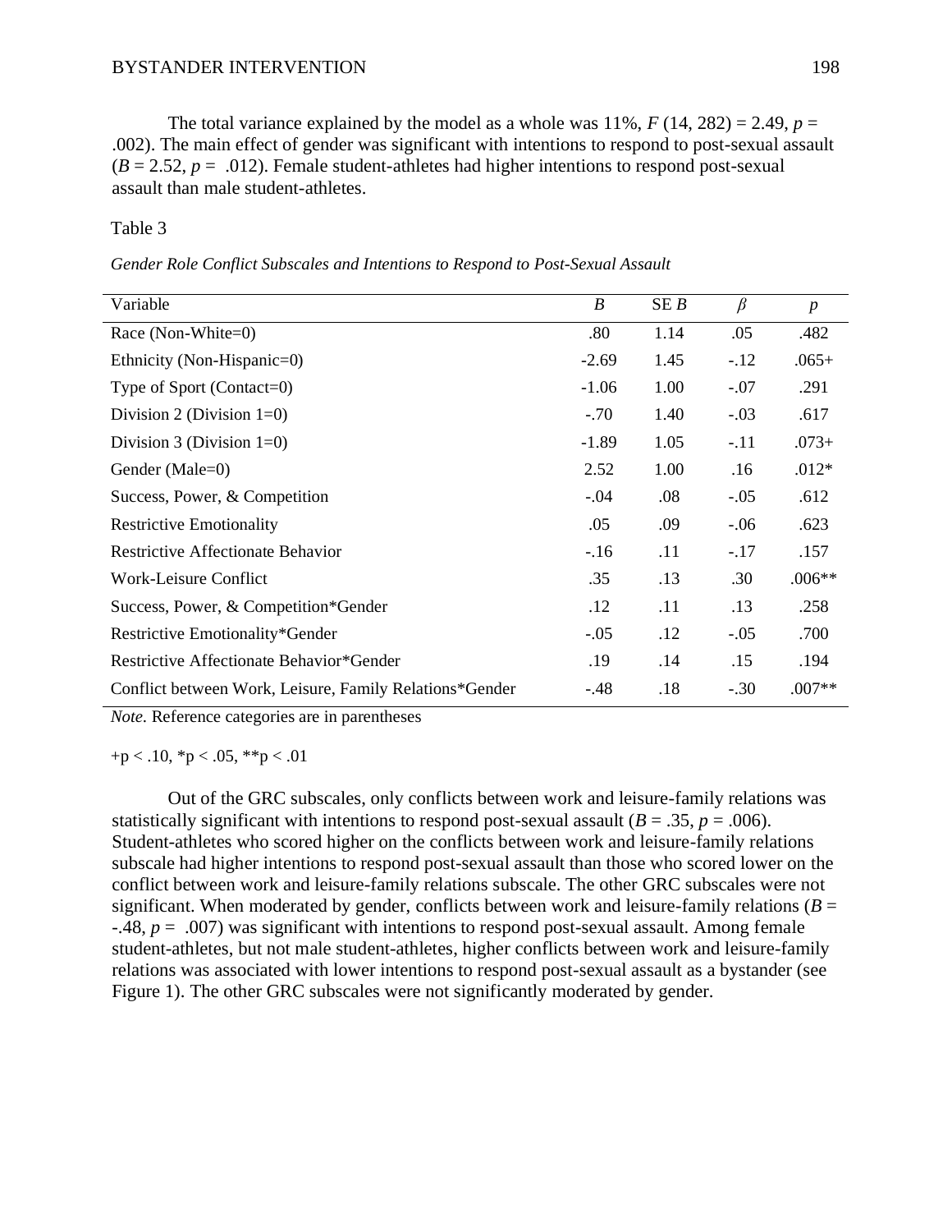The total variance explained by the model as a whole was 11%, $F$ (14, 282) = 2.49, $p$ = .002). The main effect of gender was significant with intentions to respond to post-sexual assault ($B$ = 2.52, $p$ = .012). Female student-athletes had higher intentions to respond post-sexual assault than male student-athletes.

Table 3

*Gender Role Conflict Subscales and Intentions to Respond to Post-Sexual Assault*

| Variable | *B* | SE *B* | *β* | *p* |
|---|---|---|---|---|
| Race (Non-White=0) | .80 | 1.14 | .05 | .482 |
| Ethnicity (Non-Hispanic=0) | -2.69 | 1.45 | -.12 | .065+ |
| Type of Sport (Contact=0) | -1.06 | 1.00 | -.07 | .291 |
| Division 2 (Division 1=0) | -.70 | 1.40 | -.03 | .617 |
| Division 3 (Division 1=0) | -1.89 | 1.05 | -.11 | .073+ |
| Gender (Male=0) | 2.52 | 1.00 | .16 | .012* |
| Success, Power, & Competition | -.04 | .08 | -.05 | .612 |
| Restrictive Emotionality | .05 | .09 | -.06 | .623 |
| Restrictive Affectionate Behavior | -.16 | .11 | -.17 | .157 |
| Work-Leisure Conflict | .35 | .13 | .30 | .006** |
| Success, Power, & Competition*Gender | .12 | .11 | .13 | .258 |
| Restrictive Emotionality*Gender | -.05 | .12 | -.05 | .700 |
| Restrictive Affectionate Behavior*Gender | .19 | .14 | .15 | .194 |
| Conflict between Work, Leisure, Family Relations*Gender | -.48 | .18 | -.30 | .007** |

*Note.* Reference categories are in parentheses

+p < .10, *p < .05, **p < .01

Out of the GRC subscales, only conflicts between work and leisure-family relations was statistically significant with intentions to respond post-sexual assault ($B$ = .35, $p$ = .006). Student-athletes who scored higher on the conflicts between work and leisure-family relations subscale had higher intentions to respond post-sexual assault than those who scored lower on the conflict between work and leisure-family relations subscale. The other GRC subscales were not significant. When moderated by gender, conflicts between work and leisure-family relations ($B$ = -.48, $p$ = .007) was significant with intentions to respond post-sexual assault. Among female student-athletes, but not male student-athletes, higher conflicts between work and leisure-family relations was associated with lower intentions to respond post-sexual assault as a bystander (see Figure 1). The other GRC subscales were not significantly moderated by gender.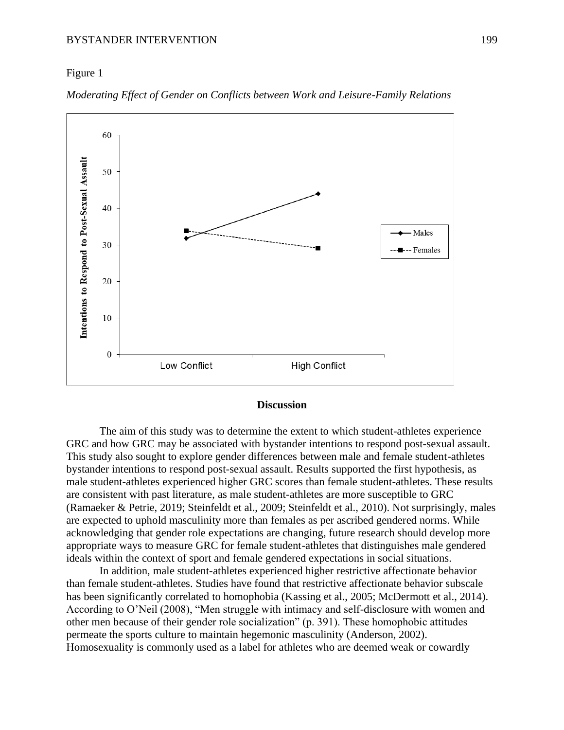Figure 1

*Moderating Effect of Gender on Conflicts between Work and Leisure-Family Relations*

## Discussion

The aim of this study was to determine the extent to which student-athletes experience GRC and how GRC may be associated with bystander intentions to respond post-sexual assault. This study also sought to explore gender differences between male and female student-athletes bystander intentions to respond post-sexual assault. Results supported the first hypothesis, as male student-athletes experienced higher GRC scores than female student-athletes. These results are consistent with past literature, as male student-athletes are more susceptible to GRC (Ramaeker & Petrie, 2019; Steinfeldt et al., 2009; Steinfeldt et al., 2010). Not surprisingly, males are expected to uphold masculinity more than females as per ascribed gendered norms. While acknowledging that gender role expectations are changing, future research should develop more appropriate ways to measure GRC for female student-athletes that distinguishes male gendered ideals within the context of sport and female gendered expectations in social situations.

In addition, male student-athletes experienced higher restrictive affectionate behavior than female student-athletes. Studies have found that restrictive affectionate behavior subscale has been significantly correlated to homophobia (Kassing et al., 2005; McDermott et al., 2014). According to O'Neil (2008), "Men struggle with intimacy and self-disclosure with women and other men because of their gender role socialization" (p. 391). These homophobic attitudes permeate the sports culture to maintain hegemonic masculinity (Anderson, 2002). Homosexuality is commonly used as a label for athletes who are deemed weak or cowardly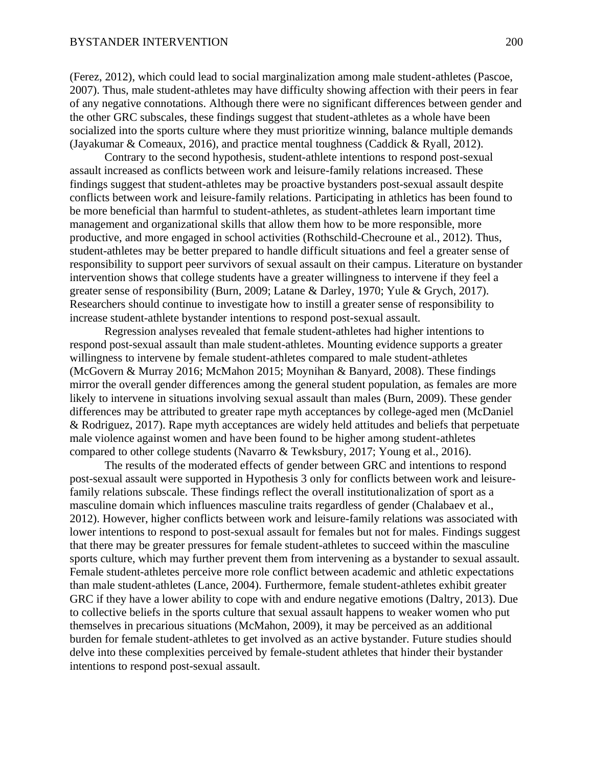(Ferez, 2012), which could lead to social marginalization among male student-athletes (Pascoe, 2007). Thus, male student-athletes may have difficulty showing affection with their peers in fear of any negative connotations. Although there were no significant differences between gender and the other GRC subscales, these findings suggest that student-athletes as a whole have been socialized into the sports culture where they must prioritize winning, balance multiple demands (Jayakumar & Comeaux, 2016), and practice mental toughness (Caddick & Ryall, 2012).

Contrary to the second hypothesis, student-athlete intentions to respond post-sexual assault increased as conflicts between work and leisure-family relations increased. These findings suggest that student-athletes may be proactive bystanders post-sexual assault despite conflicts between work and leisure-family relations. Participating in athletics has been found to be more beneficial than harmful to student-athletes, as student-athletes learn important time management and organizational skills that allow them how to be more responsible, more productive, and more engaged in school activities (Rothschild-Checroune et al., 2012). Thus, student-athletes may be better prepared to handle difficult situations and feel a greater sense of responsibility to support peer survivors of sexual assault on their campus. Literature on bystander intervention shows that college students have a greater willingness to intervene if they feel a greater sense of responsibility (Burn, 2009; Latane & Darley, 1970; Yule & Grych, 2017). Researchers should continue to investigate how to instill a greater sense of responsibility to increase student-athlete bystander intentions to respond post-sexual assault.

Regression analyses revealed that female student-athletes had higher intentions to respond post-sexual assault than male student-athletes. Mounting evidence supports a greater willingness to intervene by female student-athletes compared to male student-athletes (McGovern & Murray 2016; McMahon 2015; Moynihan & Banyard, 2008). These findings mirror the overall gender differences among the general student population, as females are more likely to intervene in situations involving sexual assault than males (Burn, 2009). These gender differences may be attributed to greater rape myth acceptances by college-aged men (McDaniel & Rodriguez, 2017). Rape myth acceptances are widely held attitudes and beliefs that perpetuate male violence against women and have been found to be higher among student-athletes compared to other college students (Navarro & Tewksbury, 2017; Young et al., 2016).

The results of the moderated effects of gender between GRC and intentions to respond post-sexual assault were supported in Hypothesis 3 only for conflicts between work and leisure-family relations subscale. These findings reflect the overall institutionalization of sport as a masculine domain which influences masculine traits regardless of gender (Chalabaev et al., 2012). However, higher conflicts between work and leisure-family relations was associated with lower intentions to respond to post-sexual assault for females but not for males. Findings suggest that there may be greater pressures for female student-athletes to succeed within the masculine sports culture, which may further prevent them from intervening as a bystander to sexual assault. Female student-athletes perceive more role conflict between academic and athletic expectations than male student-athletes (Lance, 2004). Furthermore, female student-athletes exhibit greater GRC if they have a lower ability to cope with and endure negative emotions (Daltry, 2013). Due to collective beliefs in the sports culture that sexual assault happens to weaker women who put themselves in precarious situations (McMahon, 2009), it may be perceived as an additional burden for female student-athletes to get involved as an active bystander. Future studies should delve into these complexities perceived by female-student athletes that hinder their bystander intentions to respond post-sexual assault.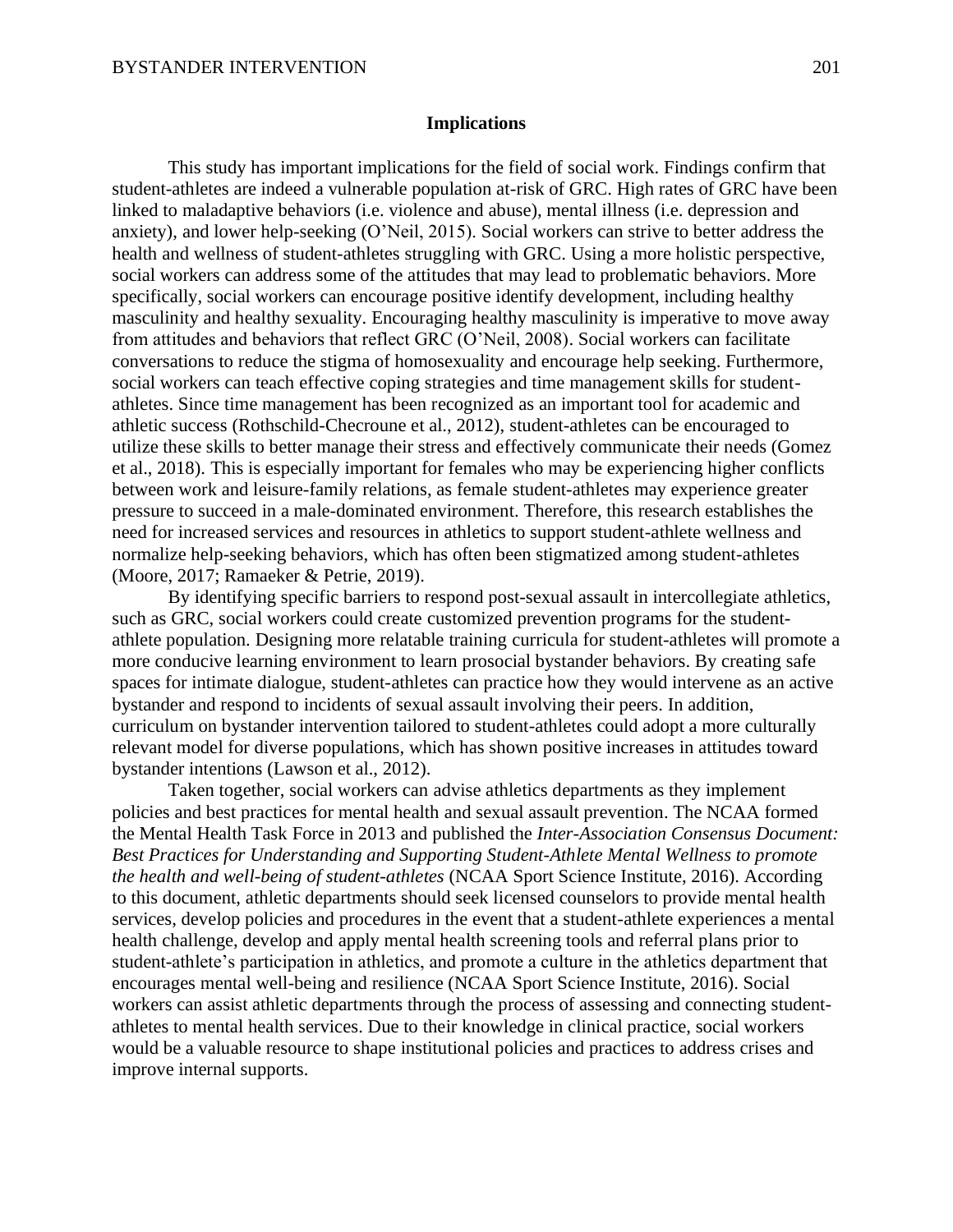## Implications

This study has important implications for the field of social work. Findings confirm that student-athletes are indeed a vulnerable population at-risk of GRC. High rates of GRC have been linked to maladaptive behaviors (i.e. violence and abuse), mental illness (i.e. depression and anxiety), and lower help-seeking (O'Neil, 2015). Social workers can strive to better address the health and wellness of student-athletes struggling with GRC. Using a more holistic perspective, social workers can address some of the attitudes that may lead to problematic behaviors. More specifically, social workers can encourage positive identify development, including healthy masculinity and healthy sexuality. Encouraging healthy masculinity is imperative to move away from attitudes and behaviors that reflect GRC (O'Neil, 2008). Social workers can facilitate conversations to reduce the stigma of homosexuality and encourage help seeking. Furthermore, social workers can teach effective coping strategies and time management skills for student-athletes. Since time management has been recognized as an important tool for academic and athletic success (Rothschild-Checroune et al., 2012), student-athletes can be encouraged to utilize these skills to better manage their stress and effectively communicate their needs (Gomez et al., 2018). This is especially important for females who may be experiencing higher conflicts between work and leisure-family relations, as female student-athletes may experience greater pressure to succeed in a male-dominated environment. Therefore, this research establishes the need for increased services and resources in athletics to support student-athlete wellness and normalize help-seeking behaviors, which has often been stigmatized among student-athletes (Moore, 2017; Ramaeker & Petrie, 2019).

By identifying specific barriers to respond post-sexual assault in intercollegiate athletics, such as GRC, social workers could create customized prevention programs for the student-athlete population. Designing more relatable training curricula for student-athletes will promote a more conducive learning environment to learn prosocial bystander behaviors. By creating safe spaces for intimate dialogue, student-athletes can practice how they would intervene as an active bystander and respond to incidents of sexual assault involving their peers. In addition, curriculum on bystander intervention tailored to student-athletes could adopt a more culturally relevant model for diverse populations, which has shown positive increases in attitudes toward bystander intentions (Lawson et al., 2012).

Taken together, social workers can advise athletics departments as they implement policies and best practices for mental health and sexual assault prevention. The NCAA formed the Mental Health Task Force in 2013 and published the *Inter-Association Consensus Document: Best Practices for Understanding and Supporting Student-Athlete Mental Wellness to promote the health and well-being of student-athletes* (NCAA Sport Science Institute, 2016). According to this document, athletic departments should seek licensed counselors to provide mental health services, develop policies and procedures in the event that a student-athlete experiences a mental health challenge, develop and apply mental health screening tools and referral plans prior to student-athlete's participation in athletics, and promote a culture in the athletics department that encourages mental well-being and resilience (NCAA Sport Science Institute, 2016). Social workers can assist athletic departments through the process of assessing and connecting student-athletes to mental health services. Due to their knowledge in clinical practice, social workers would be a valuable resource to shape institutional policies and practices to address crises and improve internal supports.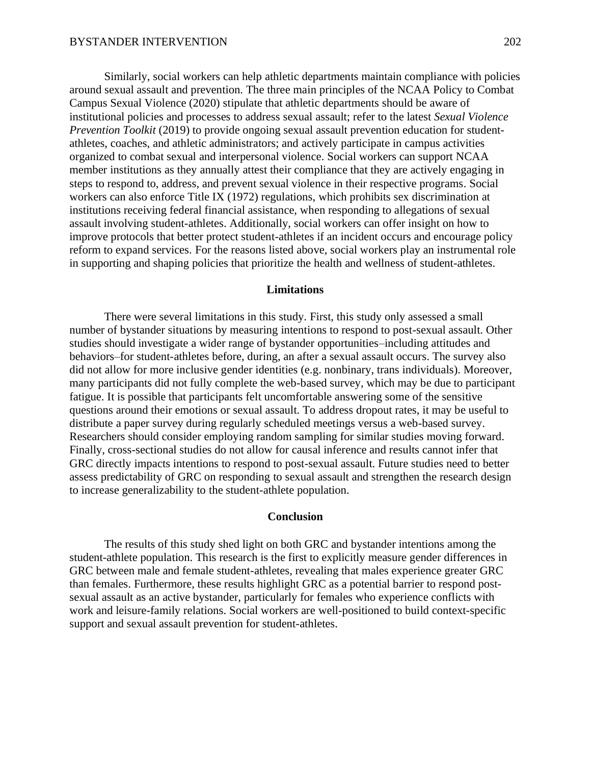Similarly, social workers can help athletic departments maintain compliance with policies around sexual assault and prevention. The three main principles of the NCAA Policy to Combat Campus Sexual Violence (2020) stipulate that athletic departments should be aware of institutional policies and processes to address sexual assault; refer to the latest *Sexual Violence Prevention Toolkit* (2019) to provide ongoing sexual assault prevention education for student-athletes, coaches, and athletic administrators; and actively participate in campus activities organized to combat sexual and interpersonal violence. Social workers can support NCAA member institutions as they annually attest their compliance that they are actively engaging in steps to respond to, address, and prevent sexual violence in their respective programs. Social workers can also enforce Title IX (1972) regulations, which prohibits sex discrimination at institutions receiving federal financial assistance, when responding to allegations of sexual assault involving student-athletes. Additionally, social workers can offer insight on how to improve protocols that better protect student-athletes if an incident occurs and encourage policy reform to expand services. For the reasons listed above, social workers play an instrumental role in supporting and shaping policies that prioritize the health and wellness of student-athletes.

## Limitations

There were several limitations in this study. First, this study only assessed a small number of bystander situations by measuring intentions to respond to post-sexual assault. Other studies should investigate a wider range of bystander opportunities–including attitudes and behaviors–for student-athletes before, during, an after a sexual assault occurs. The survey also did not allow for more inclusive gender identities (e.g. nonbinary, trans individuals). Moreover, many participants did not fully complete the web-based survey, which may be due to participant fatigue. It is possible that participants felt uncomfortable answering some of the sensitive questions around their emotions or sexual assault. To address dropout rates, it may be useful to distribute a paper survey during regularly scheduled meetings versus a web-based survey. Researchers should consider employing random sampling for similar studies moving forward. Finally, cross-sectional studies do not allow for causal inference and results cannot infer that GRC directly impacts intentions to respond to post-sexual assault. Future studies need to better assess predictability of GRC on responding to sexual assault and strengthen the research design to increase generalizability to the student-athlete population.

## Conclusion

The results of this study shed light on both GRC and bystander intentions among the student-athlete population. This research is the first to explicitly measure gender differences in GRC between male and female student-athletes, revealing that males experience greater GRC than females. Furthermore, these results highlight GRC as a potential barrier to respond post-sexual assault as an active bystander, particularly for females who experience conflicts with work and leisure-family relations. Social workers are well-positioned to build context-specific support and sexual assault prevention for student-athletes.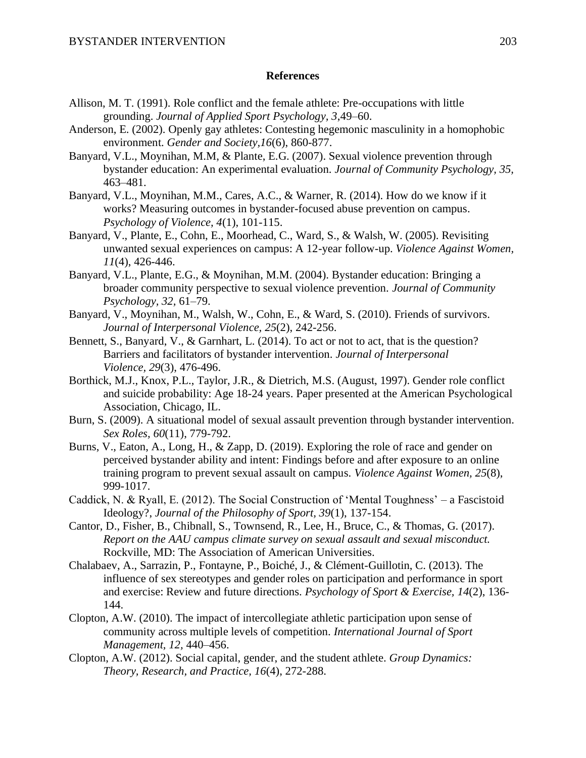## References

Allison, M. T. (1991). Role conflict and the female athlete: Pre-occupations with little grounding. *Journal of Applied Sport Psychology, 3*,49–60.

Anderson, E. (2002). Openly gay athletes: Contesting hegemonic masculinity in a homophobic environment. *Gender and Society,16*(6), 860-877.

Banyard, V.L., Moynihan, M.M, & Plante, E.G. (2007). Sexual violence prevention through bystander education: An experimental evaluation. *Journal of Community Psychology, 35,* 463–481.

Banyard, V.L., Moynihan, M.M., Cares, A.C., & Warner, R. (2014). How do we know if it works? Measuring outcomes in bystander-focused abuse prevention on campus. *Psychology of Violence, 4*(1), 101-115.

Banyard, V., Plante, E., Cohn, E., Moorhead, C., Ward, S., & Walsh, W. (2005). Revisiting unwanted sexual experiences on campus: A 12-year follow-up. *Violence Against Women, 11*(4), 426-446.

Banyard, V.L., Plante, E.G., & Moynihan, M.M. (2004). Bystander education: Bringing a broader community perspective to sexual violence prevention. *Journal of Community Psychology, 32,* 61–79.

Banyard, V., Moynihan, M., Walsh, W., Cohn, E., & Ward, S. (2010). Friends of survivors. *Journal of Interpersonal Violence, 25*(2), 242-256.

Bennett, S., Banyard, V., & Garnhart, L. (2014). To act or not to act, that is the question? Barriers and facilitators of bystander intervention. *Journal of Interpersonal Violence, 29*(3), 476-496.

Borthick, M.J., Knox, P.L., Taylor, J.R., & Dietrich, M.S. (August, 1997). Gender role conflict and suicide probability: Age 18-24 years. Paper presented at the American Psychological Association, Chicago, IL.

Burn, S. (2009). A situational model of sexual assault prevention through bystander intervention. *Sex Roles, 60*(11), 779-792.

Burns, V., Eaton, A., Long, H., & Zapp, D. (2019). Exploring the role of race and gender on perceived bystander ability and intent: Findings before and after exposure to an online training program to prevent sexual assault on campus. *Violence Against Women, 25*(8), 999-1017.

Caddick, N. & Ryall, E. (2012). The Social Construction of 'Mental Toughness' – a Fascistoid Ideology?, *Journal of the Philosophy of Sport, 39*(1), 137-154.

Cantor, D., Fisher, B., Chibnall, S., Townsend, R., Lee, H., Bruce, C., & Thomas, G. (2017). *Report on the AAU campus climate survey on sexual assault and sexual misconduct.* Rockville, MD: The Association of American Universities.

Chalabaev, A., Sarrazin, P., Fontayne, P., Boiché, J., & Clément-Guillotin, C. (2013). The influence of sex stereotypes and gender roles on participation and performance in sport and exercise: Review and future directions. *Psychology of Sport & Exercise, 14*(2), 136-144.

Clopton, A.W. (2010). The impact of intercollegiate athletic participation upon sense of community across multiple levels of competition. *International Journal of Sport Management, 12,* 440–456.

Clopton, A.W. (2012). Social capital, gender, and the student athlete. *Group Dynamics: Theory, Research, and Practice, 16*(4), 272-288.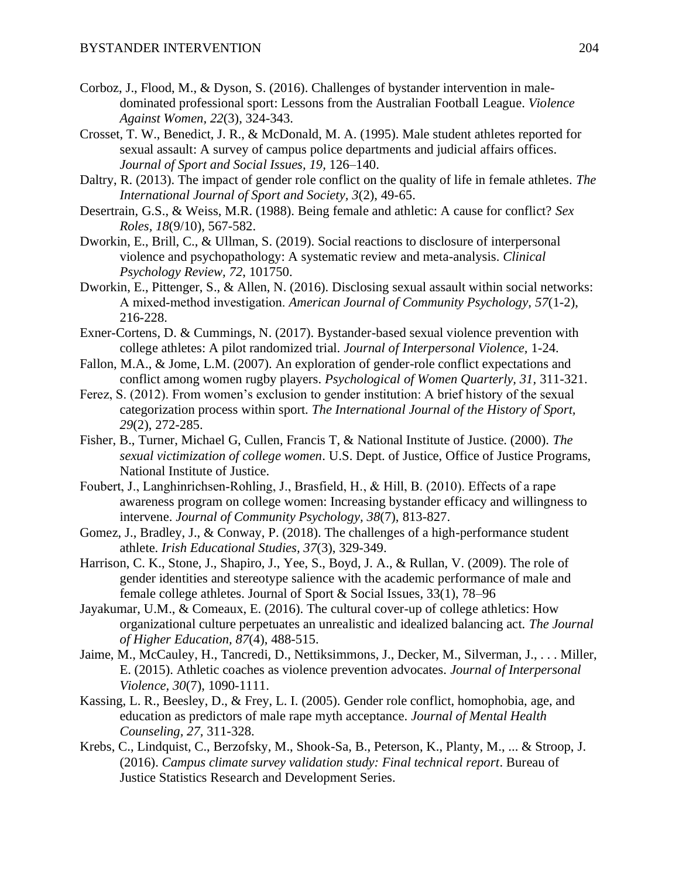Corboz, J., Flood, M., & Dyson, S. (2016). Challenges of bystander intervention in male-dominated professional sport: Lessons from the Australian Football League. *Violence Against Women, 22*(3), 324-343.

Crosset, T. W., Benedict, J. R., & McDonald, M. A. (1995). Male student athletes reported for sexual assault: A survey of campus police departments and judicial affairs offices. *Journal of Sport and Social Issues, 19*, 126–140.

Daltry, R. (2013). The impact of gender role conflict on the quality of life in female athletes. *The International Journal of Sport and Society, 3*(2), 49-65.

Desertrain, G.S., & Weiss, M.R. (1988). Being female and athletic: A cause for conflict? *Sex Roles, 18*(9/10), 567-582.

Dworkin, E., Brill, C., & Ullman, S. (2019). Social reactions to disclosure of interpersonal violence and psychopathology: A systematic review and meta-analysis. *Clinical Psychology Review, 72*, 101750.

Dworkin, E., Pittenger, S., & Allen, N. (2016). Disclosing sexual assault within social networks: A mixed-method investigation. *American Journal of Community Psychology, 57*(1-2), 216-228.

Exner-Cortens, D. & Cummings, N. (2017). Bystander-based sexual violence prevention with college athletes: A pilot randomized trial. *Journal of Interpersonal Violence*, 1-24.

Fallon, M.A., & Jome, L.M. (2007). An exploration of gender-role conflict expectations and conflict among women rugby players. *Psychological of Women Quarterly, 31*, 311-321.

Ferez, S. (2012). From women's exclusion to gender institution: A brief history of the sexual categorization process within sport. *The International Journal of the History of Sport, 29*(2), 272-285.

Fisher, B., Turner, Michael G, Cullen, Francis T, & National Institute of Justice. (2000). *The sexual victimization of college women*. U.S. Dept. of Justice, Office of Justice Programs, National Institute of Justice.

Foubert, J., Langhinrichsen-Rohling, J., Brasfield, H., & Hill, B. (2010). Effects of a rape awareness program on college women: Increasing bystander efficacy and willingness to intervene. *Journal of Community Psychology, 38*(7), 813-827.

Gomez, J., Bradley, J., & Conway, P. (2018). The challenges of a high-performance student athlete. *Irish Educational Studies, 37*(3), 329-349.

Harrison, C. K., Stone, J., Shapiro, J., Yee, S., Boyd, J. A., & Rullan, V. (2009). The role of gender identities and stereotype salience with the academic performance of male and female college athletes. Journal of Sport & Social Issues, 33(1), 78–96

Jayakumar, U.M., & Comeaux, E. (2016). The cultural cover-up of college athletics: How organizational culture perpetuates an unrealistic and idealized balancing act. *The Journal of Higher Education, 87*(4), 488-515.

Jaime, M., McCauley, H., Tancredi, D., Nettiksimmons, J., Decker, M., Silverman, J., . . . Miller, E. (2015). Athletic coaches as violence prevention advocates. *Journal of Interpersonal Violence, 30*(7), 1090-1111.

Kassing, L. R., Beesley, D., & Frey, L. I. (2005). Gender role conflict, homophobia, age, and education as predictors of male rape myth acceptance. *Journal of Mental Health Counseling, 27*, 311-328.

Krebs, C., Lindquist, C., Berzofsky, M., Shook-Sa, B., Peterson, K., Planty, M., ... & Stroop, J. (2016). *Campus climate survey validation study: Final technical report*. Bureau of Justice Statistics Research and Development Series.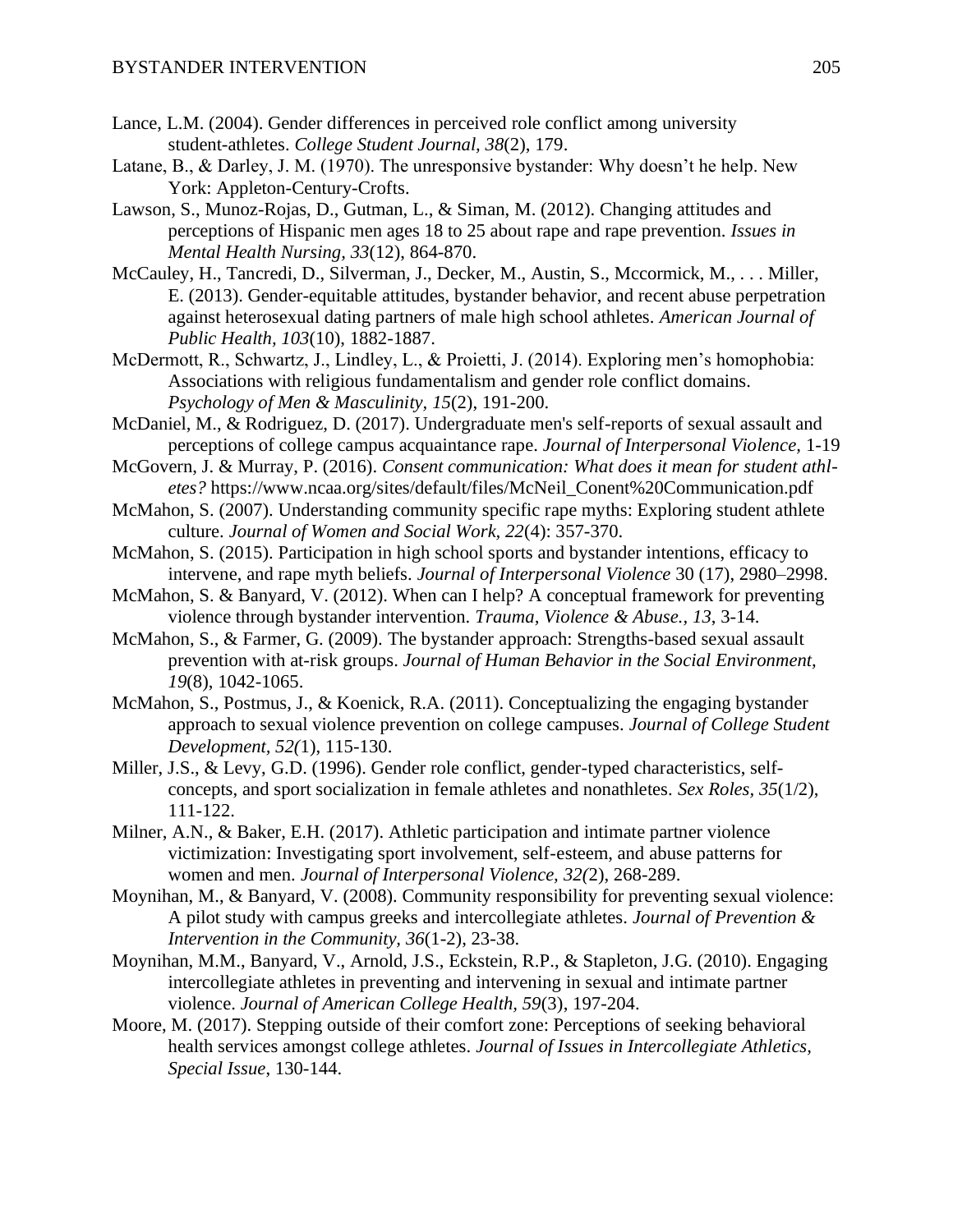Lance, L.M. (2004). Gender differences in perceived role conflict among university student-athletes. *College Student Journal, 38*(2), 179.

Latane, B., & Darley, J. M. (1970). The unresponsive bystander: Why doesn't he help. New York: Appleton-Century-Crofts.

Lawson, S., Munoz-Rojas, D., Gutman, L., & Siman, M. (2012). Changing attitudes and perceptions of Hispanic men ages 18 to 25 about rape and rape prevention. *Issues in Mental Health Nursing, 33*(12), 864-870.

McCauley, H., Tancredi, D., Silverman, J., Decker, M., Austin, S., Mccormick, M., . . . Miller, E. (2013). Gender-equitable attitudes, bystander behavior, and recent abuse perpetration against heterosexual dating partners of male high school athletes. *American Journal of Public Health, 103*(10), 1882-1887.

McDermott, R., Schwartz, J., Lindley, L., & Proietti, J. (2014). Exploring men's homophobia: Associations with religious fundamentalism and gender role conflict domains. *Psychology of Men & Masculinity, 15*(2), 191-200.

McDaniel, M., & Rodriguez, D. (2017). Undergraduate men's self-reports of sexual assault and perceptions of college campus acquaintance rape. *Journal of Interpersonal Violence,* 1-19

McGovern, J. & Murray, P. (2016). *Consent communication: What does it mean for student athletes?* https://www.ncaa.org/sites/default/files/McNeil_Conent%20Communication.pdf

McMahon, S. (2007). Understanding community specific rape myths: Exploring student athlete culture. *Journal of Women and Social Work, 22*(4): 357-370.

McMahon, S. (2015). Participation in high school sports and bystander intentions, efficacy to intervene, and rape myth beliefs. *Journal of Interpersonal Violence* 30 (17), 2980–2998.

McMahon, S. & Banyard, V. (2012). When can I help? A conceptual framework for preventing violence through bystander intervention. *Trauma, Violence & Abuse., 13*, 3-14.

McMahon, S., & Farmer, G. (2009). The bystander approach: Strengths-based sexual assault prevention with at-risk groups. *Journal of Human Behavior in the Social Environment, 19*(8), 1042-1065.

McMahon, S., Postmus, J., & Koenick, R.A. (2011). Conceptualizing the engaging bystander approach to sexual violence prevention on college campuses. *Journal of College Student Development, 52(*1), 115-130.

Miller, J.S., & Levy, G.D. (1996). Gender role conflict, gender-typed characteristics, self-concepts, and sport socialization in female athletes and nonathletes. *Sex Roles, 35*(1/2), 111-122.

Milner, A.N., & Baker, E.H. (2017). Athletic participation and intimate partner violence victimization: Investigating sport involvement, self-esteem, and abuse patterns for women and men. *Journal of Interpersonal Violence, 32(*2), 268-289.

Moynihan, M., & Banyard, V. (2008). Community responsibility for preventing sexual violence: A pilot study with campus greeks and intercollegiate athletes. *Journal of Prevention & Intervention in the Community, 36*(1-2), 23-38.

Moynihan, M.M., Banyard, V., Arnold, J.S., Eckstein, R.P., & Stapleton, J.G. (2010). Engaging intercollegiate athletes in preventing and intervening in sexual and intimate partner violence. *Journal of American College Health, 59*(3), 197-204.

Moore, M. (2017). Stepping outside of their comfort zone: Perceptions of seeking behavioral health services amongst college athletes. *Journal of Issues in Intercollegiate Athletics, Special Issue*, 130-144.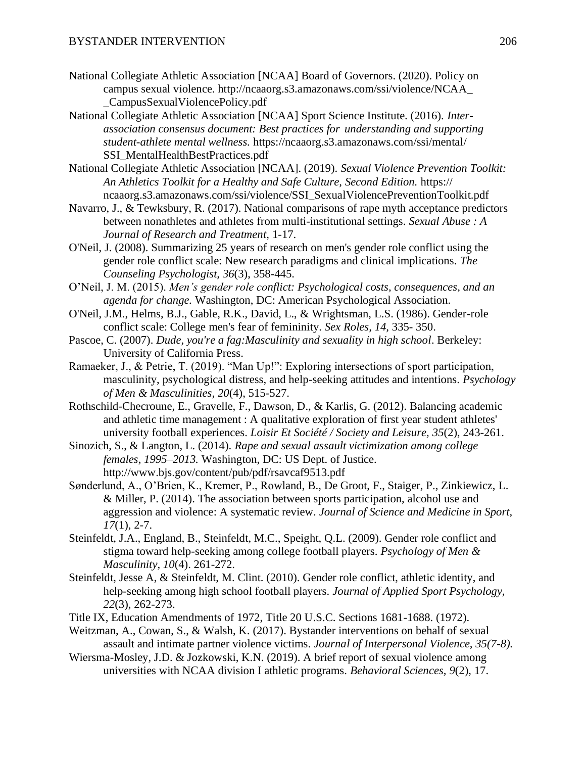National Collegiate Athletic Association [NCAA] Board of Governors. (2020). Policy on campus sexual violence. http://ncaaorg.s3.amazonaws.com/ssi/violence/NCAA__CampusSexualViolencePolicy.pdf

National Collegiate Athletic Association [NCAA] Sport Science Institute. (2016). *Inter-association consensus document: Best practices for understanding and supporting student-athlete mental wellness.* https://ncaaorg.s3.amazonaws.com/ssi/mental/SSI_MentalHealthBestPractices.pdf

National Collegiate Athletic Association [NCAA]. (2019). *Sexual Violence Prevention Toolkit: An Athletics Toolkit for a Healthy and Safe Culture, Second Edition.* https://ncaaorg.s3.amazonaws.com/ssi/violence/SSI_SexualViolencePreventionToolkit.pdf

Navarro, J., & Tewksbury, R. (2017). National comparisons of rape myth acceptance predictors between nonathletes and athletes from multi-institutional settings. *Sexual Abuse : A Journal of Research and Treatment*, 1-17.

O'Neil, J. (2008). Summarizing 25 years of research on men's gender role conflict using the gender role conflict scale: New research paradigms and clinical implications. *The Counseling Psychologist, 36*(3), 358-445.

O'Neil, J. M. (2015). *Men's gender role conflict: Psychological costs, consequences, and an agenda for change.* Washington, DC: American Psychological Association.

O'Neil, J.M., Helms, B.J., Gable, R.K., David, L., & Wrightsman, L.S. (1986). Gender-role conflict scale: College men's fear of femininity. *Sex Roles, 14,* 335- 350.

Pascoe, C. (2007). *Dude, you're a fag:Masculinity and sexuality in high school*. Berkeley: University of California Press.

Ramaeker, J., & Petrie, T. (2019). "Man Up!": Exploring intersections of sport participation, masculinity, psychological distress, and help-seeking attitudes and intentions. *Psychology of Men & Masculinities, 20*(4), 515-527.

Rothschild-Checroune, E., Gravelle, F., Dawson, D., & Karlis, G. (2012). Balancing academic and athletic time management : A qualitative exploration of first year student athletes' university football experiences. *Loisir Et Société / Society and Leisure, 35*(2), 243-261.

Sinozich, S., & Langton, L. (2014). *Rape and sexual assault victimization among college females, 1995–2013.* Washington, DC: US Dept. of Justice. http://www.bjs.gov/content/pub/pdf/rsavcaf9513.pdf

Sønderlund, A., O'Brien, K., Kremer, P., Rowland, B., De Groot, F., Staiger, P., Zinkiewicz, L. & Miller, P. (2014). The association between sports participation, alcohol use and aggression and violence: A systematic review. *Journal of Science and Medicine in Sport, 17*(1), 2-7.

Steinfeldt, J.A., England, B., Steinfeldt, M.C., Speight, Q.L. (2009). Gender role conflict and stigma toward help-seeking among college football players. *Psychology of Men & Masculinity, 10*(4). 261-272.

Steinfeldt, Jesse A, & Steinfeldt, M. Clint. (2010). Gender role conflict, athletic identity, and help-seeking among high school football players. *Journal of Applied Sport Psychology, 22*(3), 262-273.

Title IX, Education Amendments of 1972, Title 20 U.S.C. Sections 1681-1688. (1972).

Weitzman, A., Cowan, S., & Walsh, K. (2017). Bystander interventions on behalf of sexual assault and intimate partner violence victims. *Journal of Interpersonal Violence, 35(7-8).*

Wiersma-Mosley, J.D. & Jozkowski, K.N. (2019). A brief report of sexual violence among universities with NCAA division I athletic programs. *Behavioral Sciences, 9*(2), 17.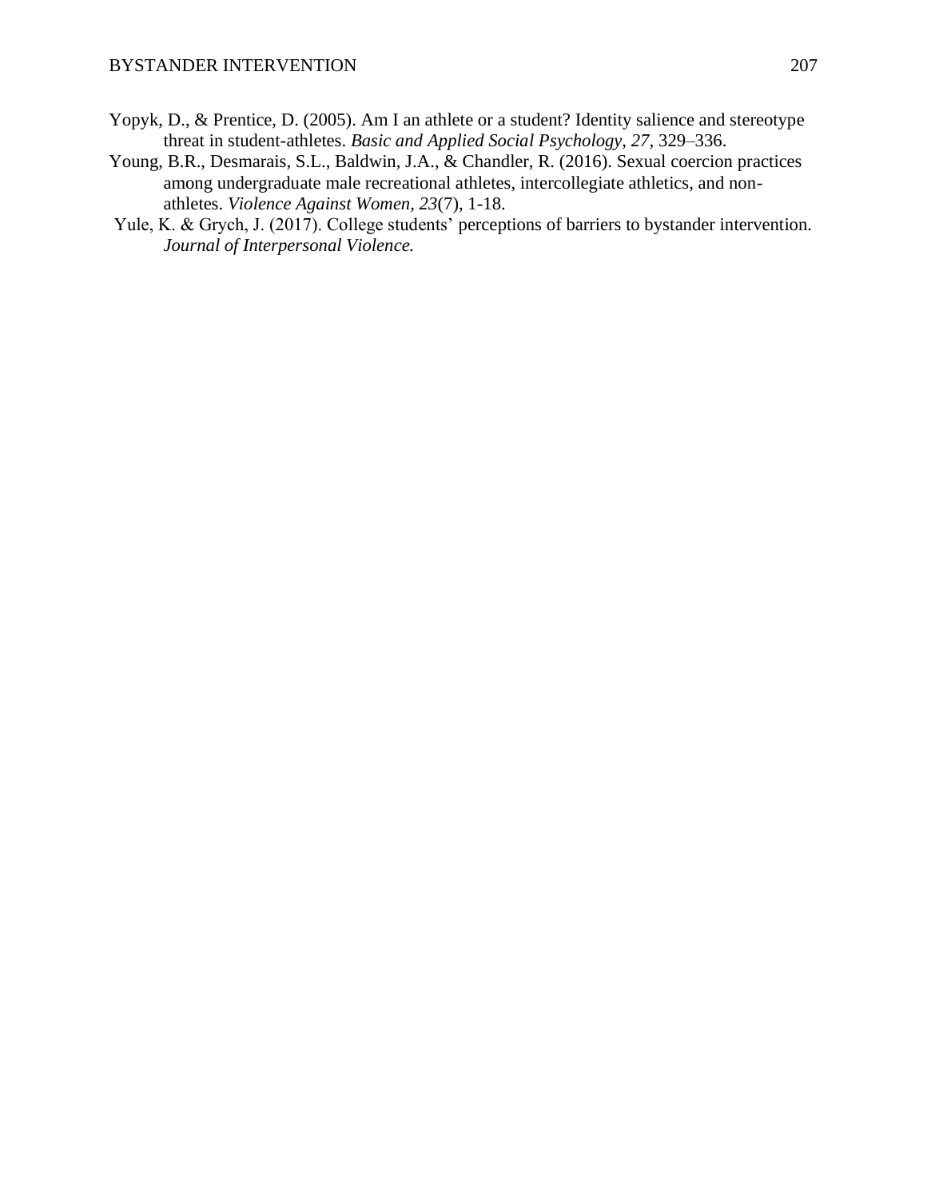Yopyk, D., & Prentice, D. (2005). Am I an athlete or a student? Identity salience and stereotype threat in student-athletes. *Basic and Applied Social Psychology, 27,* 329–336.

Young, B.R., Desmarais, S.L., Baldwin, J.A., & Chandler, R. (2016). Sexual coercion practices among undergraduate male recreational athletes, intercollegiate athletics, and non-athletes. *Violence Against Women, 23*(7), 1-18.

Yule, K. & Grych, J. (2017). College students' perceptions of barriers to bystander intervention. *Journal of Interpersonal Violence.*